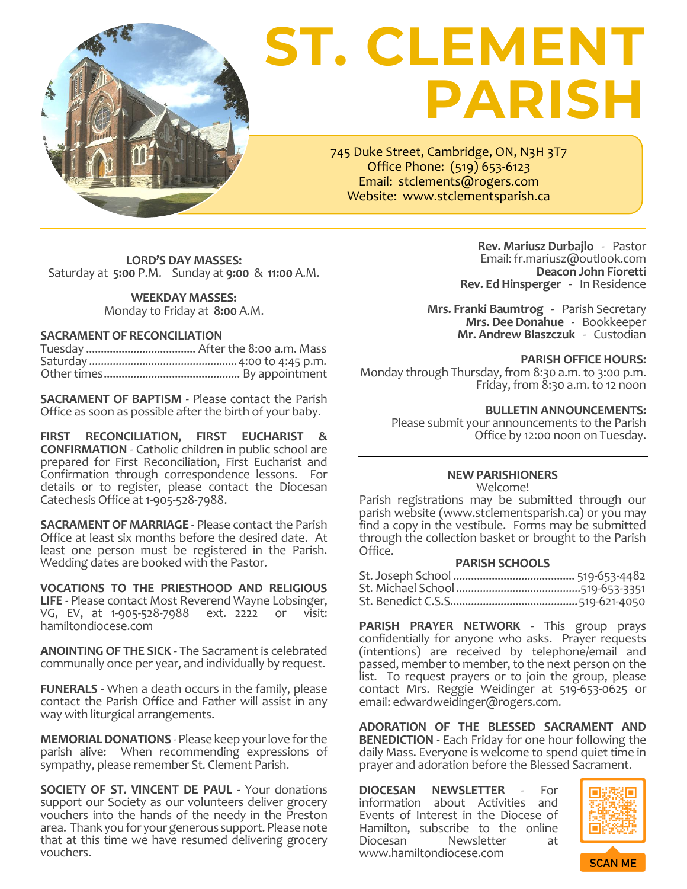# ST. CLEMENT PARISH

745 Duke Street, Cambridge, ON, N3H 3T7
Office Phone: (519) 653-6123
Email: stclements@rogers.com
Website: www.stclementsparish.ca

**LORD'S DAY MASSES:**
Saturday at **5:00** P.M. Sunday at **9:00** & **11:00** A.M.

**WEEKDAY MASSES:**
Monday to Friday at **8:00** A.M.

**SACRAMENT OF RECONCILIATION**

Tuesday .................................... After the 8:00 a.m. Mass
Saturday .................................................. 4:00 to 4:45 p.m.
Other times............................................. By appointment

**SACRAMENT OF BAPTISM** - Please contact the Parish Office as soon as possible after the birth of your baby.

**FIRST RECONCILIATION, FIRST EUCHARIST & CONFIRMATION** - Catholic children in public school are prepared for First Reconciliation, First Eucharist and Confirmation through correspondence lessons. For details or to register, please contact the Diocesan Catechesis Office at 1-905-528-7988.

**SACRAMENT OF MARRIAGE** - Please contact the Parish Office at least six months before the desired date. At least one person must be registered in the Parish. Wedding dates are booked with the Pastor.

**VOCATIONS TO THE PRIESTHOOD AND RELIGIOUS LIFE** - Please contact Most Reverend Wayne Lobsinger, VG, EV, at 1-905-528-7988 ext. 2222 or visit: hamiltondiocese.com

**ANOINTING OF THE SICK** - The Sacrament is celebrated communally once per year, and individually by request.

**FUNERALS** - When a death occurs in the family, please contact the Parish Office and Father will assist in any way with liturgical arrangements.

**MEMORIAL DONATIONS** - Please keep your love for the parish alive: When recommending expressions of sympathy, please remember St. Clement Parish.

**SOCIETY OF ST. VINCENT DE PAUL** - Your donations support our Society as our volunteers deliver grocery vouchers into the hands of the needy in the Preston area. Thank you for your generous support. Please note that at this time we have resumed delivering grocery vouchers.

**Rev. Mariusz Durbajlo** - Pastor
Email: fr.mariusz@outlook.com
**Deacon John Fioretti**
**Rev. Ed Hinsperger** - In Residence

**Mrs. Franki Baumtrog** - Parish Secretary
**Mrs. Dee Donahue** - Bookkeeper
**Mr. Andrew Blaszczuk** - Custodian

**PARISH OFFICE HOURS:**
Monday through Thursday, from 8:30 a.m. to 3:00 p.m.
Friday, from 8:30 a.m. to 12 noon

**BULLETIN ANNOUNCEMENTS:**
Please submit your announcements to the Parish Office by 12:00 noon on Tuesday.

**NEW PARISHIONERS**
Welcome!
Parish registrations may be submitted through our parish website (www.stclementsparish.ca) or you may find a copy in the vestibule. Forms may be submitted through the collection basket or brought to the Parish Office.

**PARISH SCHOOLS**

St. Joseph School ........................................ 519-653-4482
St. Michael School .........................................519-653-3351
St. Benedict C.S.S...........................................519-621-4050

**PARISH PRAYER NETWORK** - This group prays confidentially for anyone who asks. Prayer requests (intentions) are received by telephone/email and passed, member to member, to the next person on the list. To request prayers or to join the group, please contact Mrs. Reggie Weidinger at 519-653-0625 or email: edwardweidinger@rogers.com.

**ADORATION OF THE BLESSED SACRAMENT AND BENEDICTION** - Each Friday for one hour following the daily Mass. Everyone is welcome to spend quiet time in prayer and adoration before the Blessed Sacrament.

**DIOCESAN NEWSLETTER** - For information about Activities and Events of Interest in the Diocese of Hamilton, subscribe to the online Diocesan Newsletter at www.hamiltondiocese.com

SCAN ME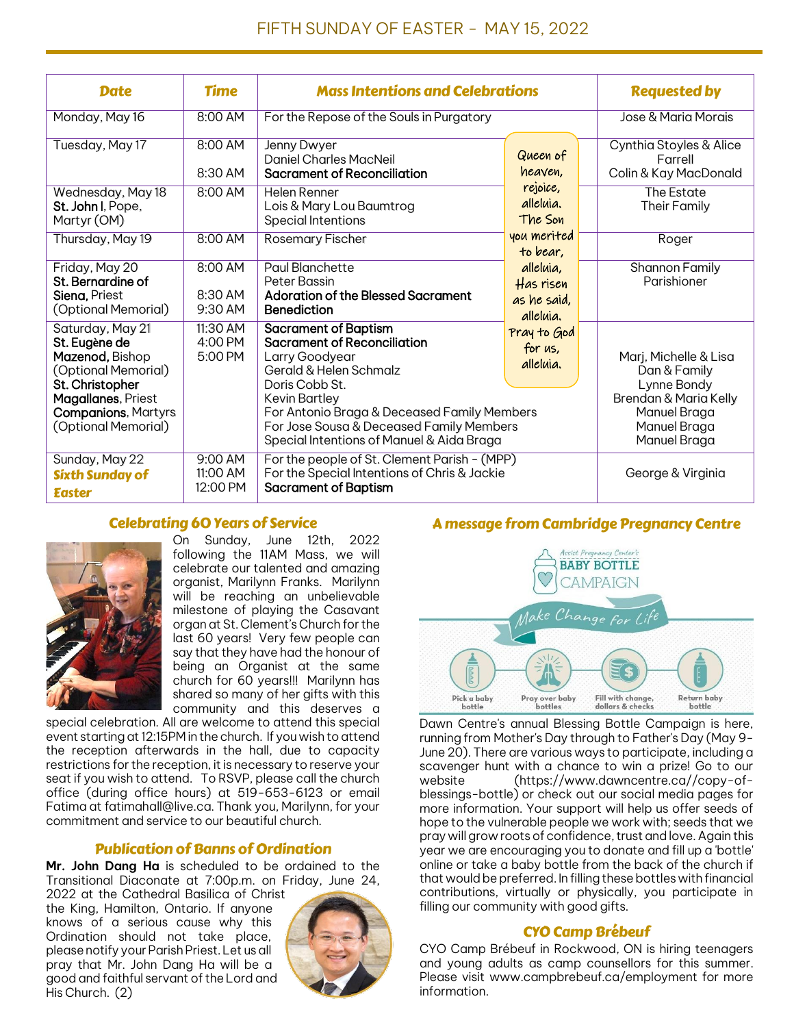## FIFTH SUNDAY OF EASTER - MAY 15, 2022

| Date | Time | Mass Intentions and Celebrations | Requested by |
|---|---|---|---|
| Monday, May 16 | 8:00 AM | For the Repose of the Souls in Purgatory | Jose & Maria Morais |
| Tuesday, May 17 | 8:00 AM<br><br>8:30 AM | Jenny Dwyer<br>Daniel Charles MacNeil<br>**Sacrament of Reconciliation** | Cynthia Stoyles & Alice Farrell<br>Colin & Kay MacDonald |
| Wednesday, May 18<br>**St. John I**, Pope, Martyr (OM) | 8:00 AM | Helen Renner<br>Lois & Mary Lou Baumtrog<br>Special Intentions | The Estate<br>Their Family |
| Thursday, May 19 | 8:00 AM | Rosemary Fischer | Roger |
| Friday, May 20<br>**St. Bernardine of Siena,** Priest (Optional Memorial) | 8:00 AM<br><br>8:30 AM<br>9:30 AM | Paul Blanchette<br>Peter Bassin<br>**Adoration of the Blessed Sacrament**<br>**Benediction** | Shannon Family<br>Parishioner |
| Saturday, May 21<br>**St. Eugène de Mazenod,** Bishop (Optional Memorial)<br>**St. Christopher Magallanes**, Priest **Companions**, Martyrs (Optional Memorial) | 11:30 AM<br>4:00 PM<br>5:00 PM | **Sacrament of Baptism**<br>**Sacrament of Reconciliation**<br>Larry Goodyear<br>Gerald & Helen Schmalz<br>Doris Cobb St.<br>Kevin Bartley<br>For Antonio Braga & Deceased Family Members<br>For Jose Sousa & Deceased Family Members<br>Special Intentions of Manuel & Aida Braga | Marj, Michelle & Lisa<br>Dan & Family<br>Lynne Bondy<br>Brendan & Maria Kelly<br>Manuel Braga<br>Manuel Braga<br>Manuel Braga |
| Sunday, May 22<br>***Sixth Sunday of Easter*** | 9:00 AM<br>11:00 AM<br>12:00 PM | For the people of St. Clement Parish - (MPP)<br>For the Special Intentions of Chris & Jackie<br>**Sacrament of Baptism** | George & Virginia |

Queen of heaven, rejoice, alleluia. The Son you merited to bear, alleluia, Has risen as he said, alleluia. Pray to God for us, alleluia.

### Celebrating 60 Years of Service

On Sunday, June 12th, 2022 following the 11AM Mass, we will celebrate our talented and amazing organist, Marilynn Franks. Marilynn will be reaching an unbelievable milestone of playing the Casavant organ at St. Clement's Church for the last 60 years! Very few people can say that they have had the honour of being an Organist at the same church for 60 years!!! Marilynn has shared so many of her gifts with this community and this deserves a special celebration. All are welcome to attend this special event starting at 12:15PM in the church. If you wish to attend the reception afterwards in the hall, due to capacity restrictions for the reception, it is necessary to reserve your seat if you wish to attend. To RSVP, please call the church office (during office hours) at 519-653-6123 or email Fatima at fatimahall@live.ca. Thank you, Marilynn, for your commitment and service to our beautiful church.

### Publication of Banns of Ordination

**Mr. John Dang Ha** is scheduled to be ordained to the Transitional Diaconate at 7:00p.m. on Friday, June 24, 2022 at the Cathedral Basilica of Christ the King, Hamilton, Ontario. If anyone knows of a serious cause why this Ordination should not take place, please notify your Parish Priest. Let us all pray that Mr. John Dang Ha will be a good and faithful servant of the Lord and His Church. (2)

### A message from Cambridge Pregnancy Centre

Assist Pregnancy Center's BABY BOTTLE CAMPAIGN

Make Change for Life

Pick a baby bottle — Pray over baby bottles — Fill with change, dollars & checks — Return baby bottle

Dawn Centre's annual Blessing Bottle Campaign is here, running from Mother's Day through to Father's Day (May 9-June 20). There are various ways to participate, including a scavenger hunt with a chance to win a prize! Go to our website (https://www.dawncentre.ca//copy-of-blessings-bottle) or check out our social media pages for more information. Your support will help us offer seeds of hope to the vulnerable people we work with; seeds that we pray will grow roots of confidence, trust and love. Again this year we are encouraging you to donate and fill up a 'bottle' online or take a baby bottle from the back of the church if that would be preferred. In filling these bottles with financial contributions, virtually or physically, you participate in filling our community with good gifts.

### CYO Camp Brébeuf

CYO Camp Brébeuf in Rockwood, ON is hiring teenagers and young adults as camp counsellors for this summer. Please visit www.campbrebeuf.ca/employment for more information.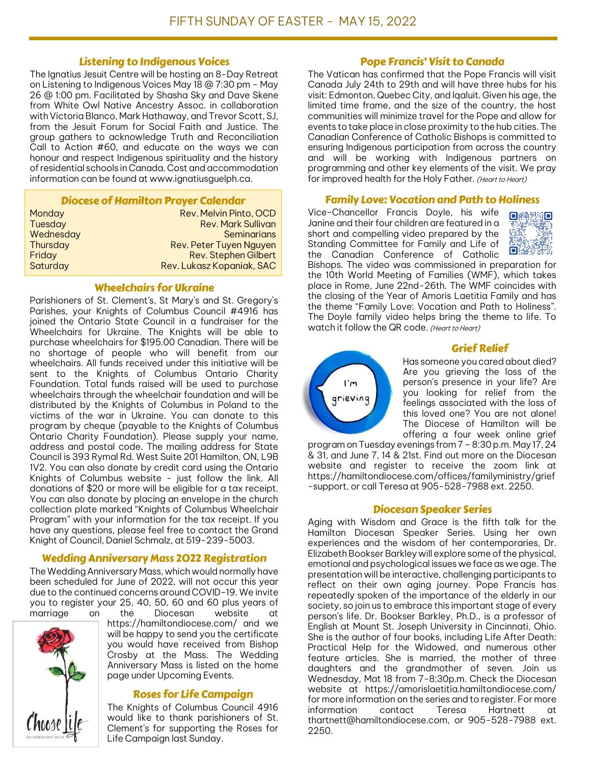# FIFTH SUNDAY OF EASTER - MAY 15, 2022

## Listening to Indigenous Voices

The Ignatius Jesuit Centre will be hosting an 8-Day Retreat on Listening to Indigenous Voices May 18 @ 7:30 pm - May 26 @ 1:00 pm. Facilitated by Shasha Sky and Dave Skene from White Owl Native Ancestry Assoc. in collaboration with Victoria Blanco, Mark Hathaway, and Trevor Scott, SJ, from the Jesuit Forum for Social Faith and Justice. The group gathers to acknowledge Truth and Reconciliation Call to Action #60, and educate on the ways we can honour and respect Indigenous spirituality and the history of residential schools in Canada. Cost and accommodation information can be found at www.ignatiusguelph.ca.

## Diocese of Hamilton Prayer Calendar

| | |
|---|---|
| Monday | Rev. Melvin Pinto, OCD |
| Tuesday | Rev. Mark Sullivan |
| Wednesday | Seminarians |
| Thursday | Rev. Peter Tuyen Nguyen |
| Friday | Rev. Stephen Gilbert |
| Saturday | Rev. Lukasz Kopaniak, SAC |

## Wheelchairs for Ukraine

Parishioners of St. Clement's, St Mary's and St. Gregory's Parishes, your Knights of Columbus Council #4916 has joined the Ontario State Council in a fundraiser for the Wheelchairs for Ukraine. The Knights will be able to purchase wheelchairs for $195.00 Canadian. There will be no shortage of people who will benefit from our wheelchairs. All funds received under this initiative will be sent to the Knights of Columbus Ontario Charity Foundation. Total funds raised will be used to purchase wheelchairs through the wheelchair foundation and will be distributed by the Knights of Columbus in Poland to the victims of the war in Ukraine. You can donate to this program by cheque (payable to the Knights of Columbus Ontario Charity Foundation). Please supply your name, address and postal code. The mailing address for State Council is 393 Rymal Rd. West Suite 201 Hamilton, ON, L9B 1V2. You can also donate by credit card using the Ontario Knights of Columbus website - just follow the link. All donations of $20 or more will be eligible for a tax receipt. You can also donate by placing an envelope in the church collection plate marked "Knights of Columbus Wheelchair Program" with your information for the tax receipt. If you have any questions, please feel free to contact the Grand Knight of Council, Daniel Schmalz, at 519-239-5003.

## Wedding Anniversary Mass 2022 Registration

The Wedding Anniversary Mass, which would normally have been scheduled for June of 2022, will not occur this year due to the continued concerns around COVID-19. We invite you to register your 25, 40, 50, 60 and 60 plus years of marriage on the Diocesan website at https://hamiltondiocese.com/ and we will be happy to send you the certificate you would have received from Bishop Crosby at the Mass. The Wedding Anniversary Mass is listed on the home page under Upcoming Events.

## Roses for Life Campaign

The Knights of Columbus Council 4916 would like to thank parishioners of St. Clement's for supporting the Roses for Life Campaign last Sunday.

## Pope Francis' Visit to Canada

The Vatican has confirmed that the Pope Francis will visit Canada July 24th to 29th and will have three hubs for his visit: Edmonton, Quebec City, and Iqaluit. Given his age, the limited time frame, and the size of the country, the host communities will minimize travel for the Pope and allow for events to take place in close proximity to the hub cities. The Canadian Conference of Catholic Bishops is committed to ensuring Indigenous participation from across the country and will be working with Indigenous partners on programming and other key elements of the visit. We pray for improved health for the Holy Father. *(Heart to Heart)*

## Family Love: Vocation and Path to Holiness

Vice-Chancellor Francis Doyle, his wife Janine and their four children are featured in a short and compelling video prepared by the Standing Committee for Family and Life of the Canadian Conference of Catholic Bishops. The video was commissioned in preparation for the 10th World Meeting of Families (WMF), which takes place in Rome, June 22nd-26th. The WMF coincides with the closing of the Year of Amoris Laetitia Family and has the theme "Family Love: Vocation and Path to Holiness". The Doyle family video helps bring the theme to life. To watch it follow the QR code. *(Heart to Heart)*

## Grief Relief

Has someone you cared about died? Are you grieving the loss of the person's presence in your life? Are you looking for relief from the feelings associated with the loss of this loved one? You are not alone! The Diocese of Hamilton will be offering a four week online grief program on Tuesday evenings from 7 – 8:30 p.m. May 17, 24 & 31, and June 7, 14 & 21st. Find out more on the Diocesan website and register to receive the zoom link at https://hamiltondiocese.com/offices/familyministry/grief-support, or call Teresa at 905-528-7988 ext. 2250.

## Diocesan Speaker Series

Aging with Wisdom and Grace is the fifth talk for the Hamilton Diocesan Speaker Series. Using her own experiences and the wisdom of her contemporaries, Dr. Elizabeth Bookser Barkley will explore some of the physical, emotional and psychological issues we face as we age. The presentation will be interactive, challenging participants to reflect on their own aging journey. Pope Francis has repeatedly spoken of the importance of the elderly in our society, so join us to embrace this important stage of every person's life. Dr. Bookser Barkley, Ph.D., is a professor of English at Mount St. Joseph University in Cincinnati, Ohio. She is the author of four books, including Life After Death: Practical Help for the Widowed, and numerous other feature articles. She is married, the mother of three daughters and the grandmother of seven. Join us Wednesday, Mat 18 from 7-8:30p.m. Check the Diocesan website at https://amorislaetitia.hamiltondiocese.com/ for more information on the series and to register. For more information contact Teresa Hartnett at thartnett@hamiltondiocese.com, or 905-528-7988 ext. 2250.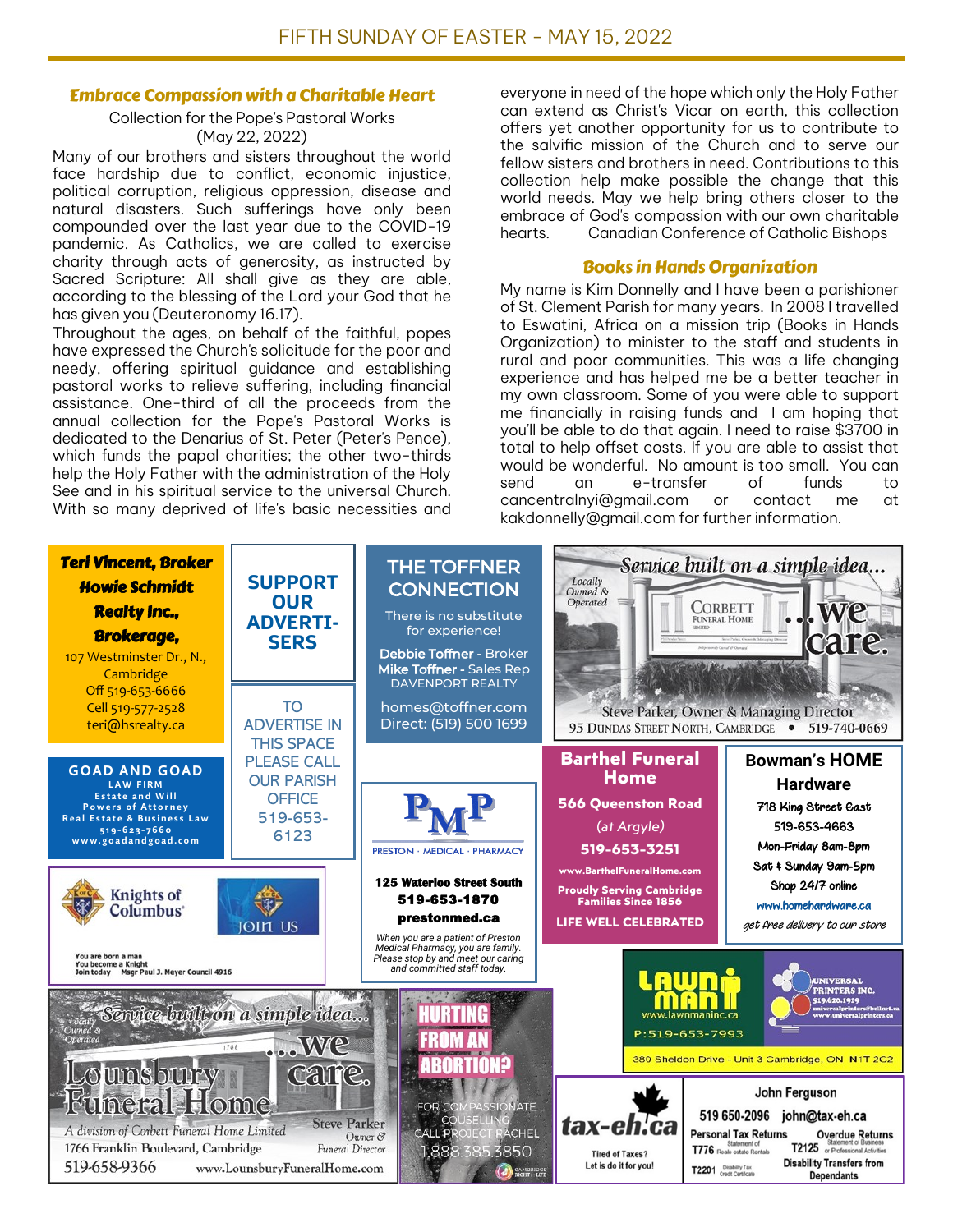## Embrace Compassion with a Charitable Heart

Collection for the Pope's Pastoral Works
(May 22, 2022)

Many of our brothers and sisters throughout the world face hardship due to conflict, economic injustice, political corruption, religious oppression, disease and natural disasters. Such sufferings have only been compounded over the last year due to the COVID-19 pandemic. As Catholics, we are called to exercise charity through acts of generosity, as instructed by Sacred Scripture: All shall give as they are able, according to the blessing of the Lord your God that he has given you (Deuteronomy 16.17).

Throughout the ages, on behalf of the faithful, popes have expressed the Church's solicitude for the poor and needy, offering spiritual guidance and establishing pastoral works to relieve suffering, including financial assistance. One-third of all the proceeds from the annual collection for the Pope's Pastoral Works is dedicated to the Denarius of St. Peter (Peter's Pence), which funds the papal charities; the other two-thirds help the Holy Father with the administration of the Holy See and in his spiritual service to the universal Church. With so many deprived of life's basic necessities and everyone in need of the hope which only the Holy Father can extend as Christ's Vicar on earth, this collection offers yet another opportunity for us to contribute to the salvific mission of the Church and to serve our fellow sisters and brothers in need. Contributions to this collection help make possible the change that this world needs. May we help bring others closer to the embrace of God's compassion with our own charitable hearts. Canadian Conference of Catholic Bishops

## Books in Hands Organization

My name is Kim Donnelly and I have been a parishioner of St. Clement Parish for many years. In 2008 I travelled to Eswatini, Africa on a mission trip (Books in Hands Organization) to minister to the staff and students in rural and poor communities. This was a life changing experience and has helped me be a better teacher in my own classroom. Some of you were able to support me financially in raising funds and I am hoping that you'll be able to do that again. I need to raise $3700 in total to help offset costs. If you are able to assist that would be wonderful. No amount is too small. You can send an e-transfer of funds to cancentralnyi@gmail.com or contact me at kakdonnelly@gmail.com for further information.

---

**Teri Vincent, Broker**
**Howie Schmidt Realty Inc., Brokerage,**
107 Westminster Dr., N., Cambridge
Off 519-653-6666
Cell 519-577-2528
teri@hsrealty.ca

**SUPPORT OUR ADVERTISERS**

TO ADVERTISE IN THIS SPACE PLEASE CALL OUR PARISH OFFICE 519-653-6123

**THE TOFFNER CONNECTION**
There is no substitute for experience!
**Debbie Toffner** - Broker
**Mike Toffner** - Sales Rep
DAVENPORT REALTY
homes@toffner.com
Direct: (519) 500 1699

**Service built on a simple idea... ...we care.**
Locally Owned & Operated
Corbett Funeral Home
Steve Parker, Owner & Managing Director
95 Dundas Street North, Cambridge • 519-740-0669

**GOAD AND GOAD**
LAW FIRM
Estate and Will
Powers of Attorney
Real Estate & Business Law
519-623-7660
www.goadandgoad.com

**PMP**
PRESTON · MEDICAL · PHARMACY
**125 Waterloo Street South**
**519-653-1870**
**prestonmed.ca**
*When you are a patient of Preston Medical Pharmacy, you are family. Please stop by and meet our caring and committed staff today.*

**Barthel Funeral Home**
**566 Queenston Road**
*(at Argyle)*
**519-653-3251**
www.BarthelFuneralHome.com
Proudly Serving Cambridge Families Since 1856
LIFE WELL CELEBRATED

**Bowman's HOME Hardware**
718 King Street East
519-653-4663
Mon-Friday 8am-8pm
Sat & Sunday 9am-5pm
Shop 24/7 online
www.homehardware.ca
*get free delivery to our store*

**Knights of Columbus**
JOIN US
You are born a man
You become a Knight
Join today Msgr Paul J. Meyer Council 4916

**Lawn Man**
www.lawnmaninc.ca
P:519-653-7993
**Universal Printers Inc.**
519.620.1919
universalprinters@bellnet.ca
www.universalprinters.ca
380 Sheldon Drive - Unit 3 Cambridge, ON N1T 2C2

**Service built on a simple idea... ...we care.**
Locally Owned & Operated
Lounsbury Funeral Home
A division of Corbett Funeral Home Limited
Steve Parker Owner & Funeral Director
1766 Franklin Boulevard, Cambridge
519-658-9366
www.LounsburyFuneralHome.com

**HURTING FROM AN ABORTION?**
FOR COMPASSIONATE COUSELLING CALL PROJECT RACHEL
1.888.385.3850
Cambridge Right to Life

**tax-eh.ca**
Tired of Taxes? Let us do it for you!
John Ferguson
519 650-2096 john@tax-eh.ca
Personal Tax Returns
Overdue Returns
T776 Statement of Real estate Rentals
T2125 Statement of Business or Professional Activities
T2201 Disability Tax Credit Certificate
Disability Transfers from Dependants